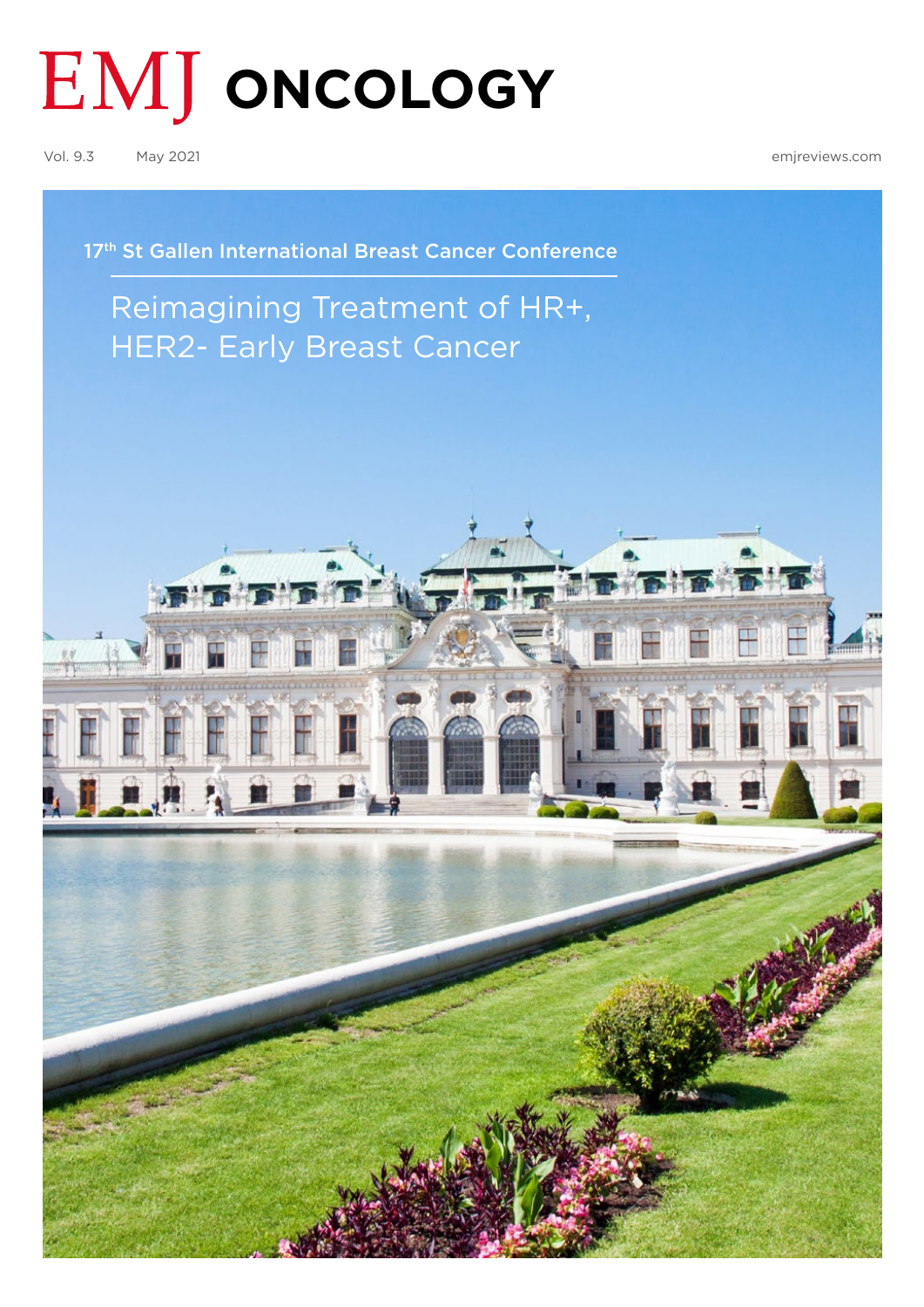# EMJ ONCOLOGY

Vol. 9.3 May 2021 emjreviews.com

17th St Gallen International Breast Cancer Conference

## Reimagining Treatment of HR+, HER2- Early Breast Cancer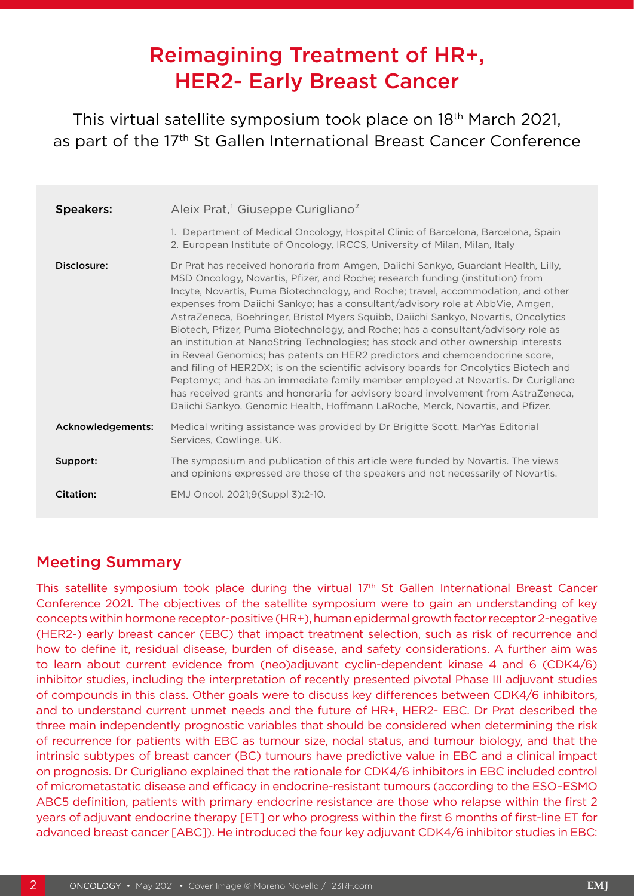# Reimagining Treatment of HR+, HER2- Early Breast Cancer

This virtual satellite symposium took place on 18th March 2021, as part of the 17th St Gallen International Breast Cancer Conference

| | |
|---|---|
| **Speakers:** | Aleix Prat,[1] Giuseppe Curigliano[2]<br>1. Department of Medical Oncology, Hospital Clinic of Barcelona, Barcelona, Spain<br>2. European Institute of Oncology, IRCCS, University of Milan, Milan, Italy |
| **Disclosure:** | Dr Prat has received honoraria from Amgen, Daiichi Sankyo, Guardant Health, Lilly, MSD Oncology, Novartis, Pfizer, and Roche; research funding (institution) from Incyte, Novartis, Puma Biotechnology, and Roche; travel, accommodation, and other expenses from Daiichi Sankyo; has a consultant/advisory role at AbbVie, Amgen, AstraZeneca, Boehringer, Bristol Myers Squibb, Daiichi Sankyo, Novartis, Oncolytics Biotech, Pfizer, Puma Biotechnology, and Roche; has a consultant/advisory role as an institution at NanoString Technologies; has stock and other ownership interests in Reveal Genomics; has patents on HER2 predictors and chemoendocrine score, and filing of HER2DX; is on the scientific advisory boards for Oncolytics Biotech and Peptomyc; and has an immediate family member employed at Novartis. Dr Curigliano has received grants and honoraria for advisory board involvement from AstraZeneca, Daiichi Sankyo, Genomic Health, Hoffmann LaRoche, Merck, Novartis, and Pfizer. |
| **Acknowledgements:** | Medical writing assistance was provided by Dr Brigitte Scott, MarYas Editorial Services, Cowlinge, UK. |
| **Support:** | The symposium and publication of this article were funded by Novartis. The views and opinions expressed are those of the speakers and not necessarily of Novartis. |
| **Citation:** | EMJ Oncol. 2021;9(Suppl 3):2-10. |

## Meeting Summary

This satellite symposium took place during the virtual 17th St Gallen International Breast Cancer Conference 2021. The objectives of the satellite symposium were to gain an understanding of key concepts within hormone receptor-positive (HR+), human epidermal growth factor receptor 2-negative (HER2-) early breast cancer (EBC) that impact treatment selection, such as risk of recurrence and how to define it, residual disease, burden of disease, and safety considerations. A further aim was to learn about current evidence from (neo)adjuvant cyclin-dependent kinase 4 and 6 (CDK4/6) inhibitor studies, including the interpretation of recently presented pivotal Phase III adjuvant studies of compounds in this class. Other goals were to discuss key differences between CDK4/6 inhibitors, and to understand current unmet needs and the future of HR+, HER2- EBC. Dr Prat described the three main independently prognostic variables that should be considered when determining the risk of recurrence for patients with EBC as tumour size, nodal status, and tumour biology, and that the intrinsic subtypes of breast cancer (BC) tumours have predictive value in EBC and a clinical impact on prognosis. Dr Curigliano explained that the rationale for CDK4/6 inhibitors in EBC included control of micrometastatic disease and efficacy in endocrine-resistant tumours (according to the ESO–ESMO ABC5 definition, patients with primary endocrine resistance are those who relapse within the first 2 years of adjuvant endocrine therapy [ET] or who progress within the first 6 months of first-line ET for advanced breast cancer [ABC]). He introduced the four key adjuvant CDK4/6 inhibitor studies in EBC: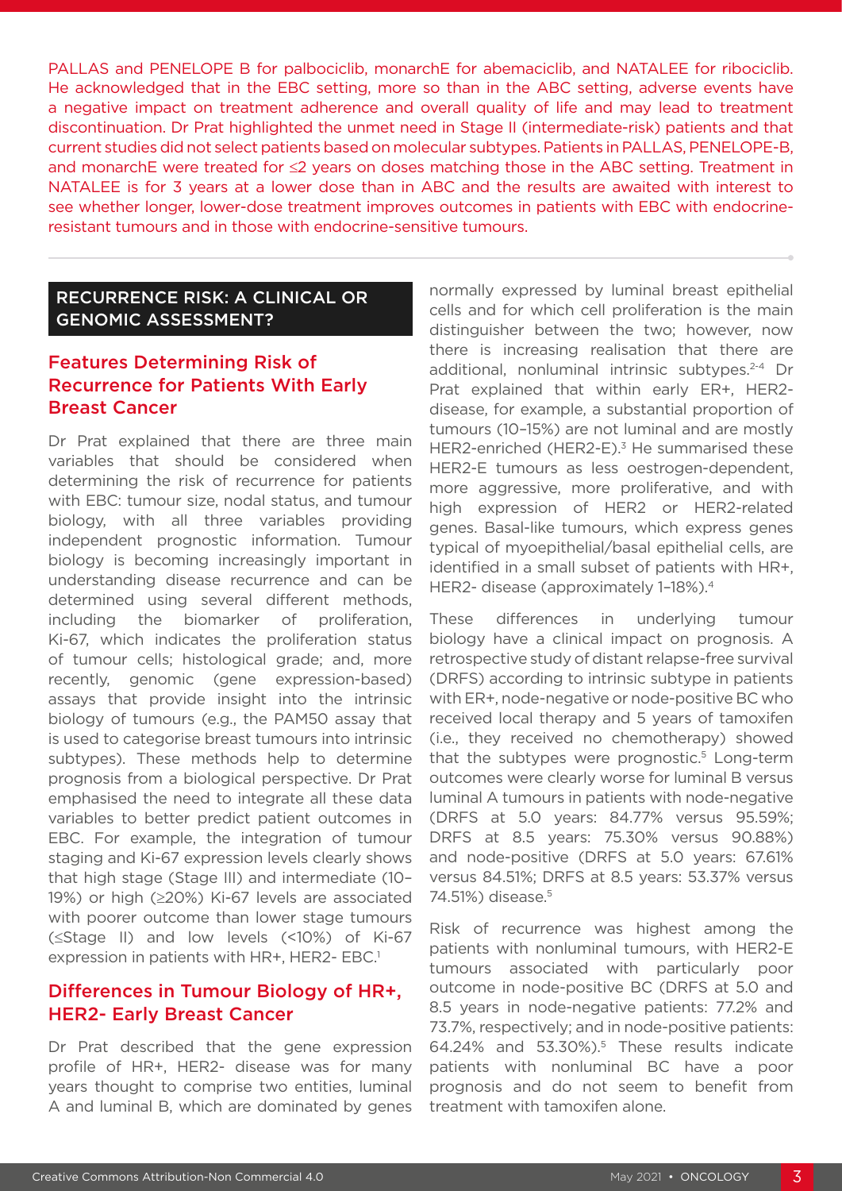PALLAS and PENELOPE B for palbociclib, monarchE for abemaciclib, and NATALEE for ribociclib. He acknowledged that in the EBC setting, more so than in the ABC setting, adverse events have a negative impact on treatment adherence and overall quality of life and may lead to treatment discontinuation. Dr Prat highlighted the unmet need in Stage II (intermediate-risk) patients and that current studies did not select patients based on molecular subtypes. Patients in PALLAS, PENELOPE-B, and monarchE were treated for ≤2 years on doses matching those in the ABC setting. Treatment in NATALEE is for 3 years at a lower dose than in ABC and the results are awaited with interest to see whether longer, lower-dose treatment improves outcomes in patients with EBC with endocrine-resistant tumours and in those with endocrine-sensitive tumours.

## RECURRENCE RISK: A CLINICAL OR GENOMIC ASSESSMENT?

### Features Determining Risk of Recurrence for Patients With Early Breast Cancer

Dr Prat explained that there are three main variables that should be considered when determining the risk of recurrence for patients with EBC: tumour size, nodal status, and tumour biology, with all three variables providing independent prognostic information. Tumour biology is becoming increasingly important in understanding disease recurrence and can be determined using several different methods, including the biomarker of proliferation, Ki-67, which indicates the proliferation status of tumour cells; histological grade; and, more recently, genomic (gene expression-based) assays that provide insight into the intrinsic biology of tumours (e.g., the PAM50 assay that is used to categorise breast tumours into intrinsic subtypes). These methods help to determine prognosis from a biological perspective. Dr Prat emphasised the need to integrate all these data variables to better predict patient outcomes in EBC. For example, the integration of tumour staging and Ki-67 expression levels clearly shows that high stage (Stage III) and intermediate (10–19%) or high (≥20%) Ki-67 levels are associated with poorer outcome than lower stage tumours (≤Stage II) and low levels (<10%) of Ki-67 expression in patients with HR+, HER2- EBC.[1]

### Differences in Tumour Biology of HR+, HER2- Early Breast Cancer

Dr Prat described that the gene expression profile of HR+, HER2- disease was for many years thought to comprise two entities, luminal A and luminal B, which are dominated by genes normally expressed by luminal breast epithelial cells and for which cell proliferation is the main distinguisher between the two; however, now there is increasing realisation that there are additional, nonluminal intrinsic subtypes.[2-4] Dr Prat explained that within early ER+, HER2- disease, for example, a substantial proportion of tumours (10–15%) are not luminal and are mostly HER2-enriched (HER2-E).[3] He summarised these HER2-E tumours as less oestrogen-dependent, more aggressive, more proliferative, and with high expression of HER2 or HER2-related genes. Basal-like tumours, which express genes typical of myoepithelial/basal epithelial cells, are identified in a small subset of patients with HR+, HER2- disease (approximately 1–18%).[4]

These differences in underlying tumour biology have a clinical impact on prognosis. A retrospective study of distant relapse-free survival (DRFS) according to intrinsic subtype in patients with ER+, node-negative or node-positive BC who received local therapy and 5 years of tamoxifen (i.e., they received no chemotherapy) showed that the subtypes were prognostic.[5] Long-term outcomes were clearly worse for luminal B versus luminal A tumours in patients with node-negative (DRFS at 5.0 years: 84.77% versus 95.59%; DRFS at 8.5 years: 75.30% versus 90.88%) and node-positive (DRFS at 5.0 years: 67.61% versus 84.51%; DRFS at 8.5 years: 53.37% versus 74.51%) disease.[5]

Risk of recurrence was highest among the patients with nonluminal tumours, with HER2-E tumours associated with particularly poor outcome in node-positive BC (DRFS at 5.0 and 8.5 years in node-negative patients: 77.2% and 73.7%, respectively; and in node-positive patients: 64.24% and 53.30%).[5] These results indicate patients with nonluminal BC have a poor prognosis and do not seem to benefit from treatment with tamoxifen alone.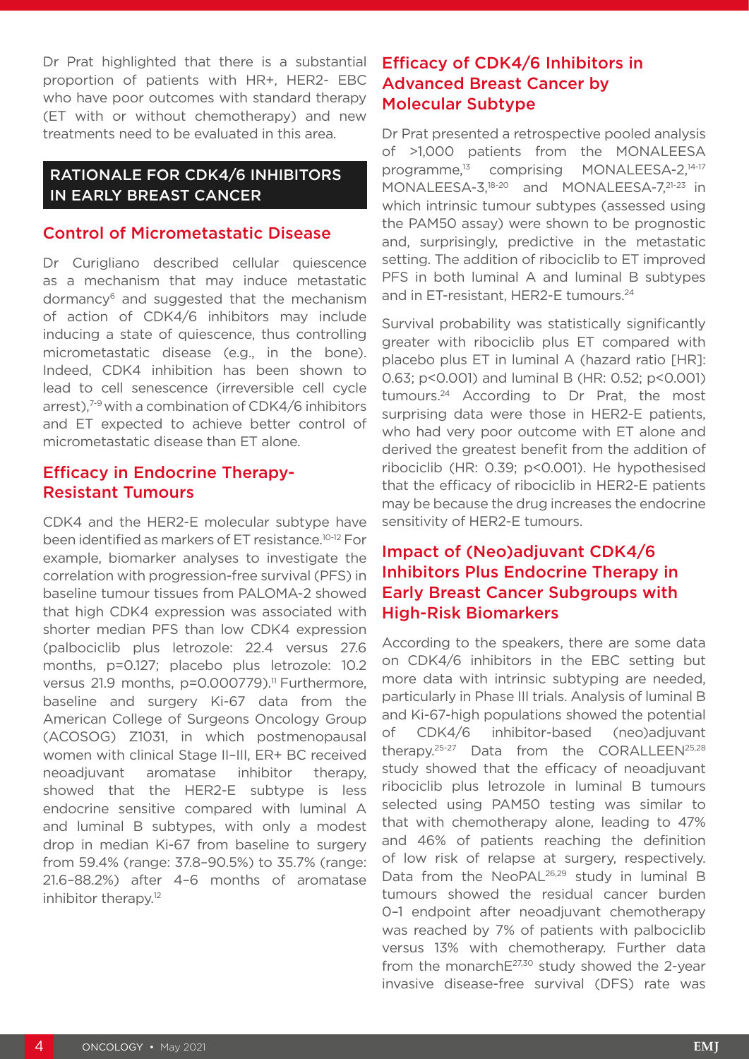Dr Prat highlighted that there is a substantial proportion of patients with HR+, HER2- EBC who have poor outcomes with standard therapy (ET with or without chemotherapy) and new treatments need to be evaluated in this area.

## RATIONALE FOR CDK4/6 INHIBITORS IN EARLY BREAST CANCER

### Control of Micrometastatic Disease

Dr Curigliano described cellular quiescence as a mechanism that may induce metastatic dormancy[6] and suggested that the mechanism of action of CDK4/6 inhibitors may include inducing a state of quiescence, thus controlling micrometastatic disease (e.g., in the bone). Indeed, CDK4 inhibition has been shown to lead to cell senescence (irreversible cell cycle arrest),[7-9] with a combination of CDK4/6 inhibitors and ET expected to achieve better control of micrometastatic disease than ET alone.

### Efficacy in Endocrine Therapy-Resistant Tumours

CDK4 and the HER2-E molecular subtype have been identified as markers of ET resistance.[10-12] For example, biomarker analyses to investigate the correlation with progression-free survival (PFS) in baseline tumour tissues from PALOMA-2 showed that high CDK4 expression was associated with shorter median PFS than low CDK4 expression (palbociclib plus letrozole: 22.4 versus 27.6 months, p=0.127; placebo plus letrozole: 10.2 versus 21.9 months, p=0.000779).[11] Furthermore, baseline and surgery Ki-67 data from the American College of Surgeons Oncology Group (ACOSOG) Z1031, in which postmenopausal women with clinical Stage II–III, ER+ BC received neoadjuvant aromatase inhibitor therapy, showed that the HER2-E subtype is less endocrine sensitive compared with luminal A and luminal B subtypes, with only a modest drop in median Ki-67 from baseline to surgery from 59.4% (range: 37.8–90.5%) to 35.7% (range: 21.6–88.2%) after 4–6 months of aromatase inhibitor therapy.[12]

### Efficacy of CDK4/6 Inhibitors in Advanced Breast Cancer by Molecular Subtype

Dr Prat presented a retrospective pooled analysis of >1,000 patients from the MONALEESA programme,[13] comprising MONALEESA-2,[14-17] MONALEESA-3,[18-20] and MONALEESA-7,[21-23] in which intrinsic tumour subtypes (assessed using the PAM50 assay) were shown to be prognostic and, surprisingly, predictive in the metastatic setting. The addition of ribociclib to ET improved PFS in both luminal A and luminal B subtypes and in ET-resistant, HER2-E tumours.[24]

Survival probability was statistically significantly greater with ribociclib plus ET compared with placebo plus ET in luminal A (hazard ratio [HR]: 0.63; p<0.001) and luminal B (HR: 0.52; p<0.001) tumours.[24] According to Dr Prat, the most surprising data were those in HER2-E patients, who had very poor outcome with ET alone and derived the greatest benefit from the addition of ribociclib (HR: 0.39; p<0.001). He hypothesised that the efficacy of ribociclib in HER2-E patients may be because the drug increases the endocrine sensitivity of HER2-E tumours.

### Impact of (Neo)adjuvant CDK4/6 Inhibitors Plus Endocrine Therapy in Early Breast Cancer Subgroups with High-Risk Biomarkers

According to the speakers, there are some data on CDK4/6 inhibitors in the EBC setting but more data with intrinsic subtyping are needed, particularly in Phase III trials. Analysis of luminal B and Ki-67-high populations showed the potential of CDK4/6 inhibitor-based (neo)adjuvant therapy.[25-27] Data from the CORALLEEN[25,28] study showed that the efficacy of neoadjuvant ribociclib plus letrozole in luminal B tumours selected using PAM50 testing was similar to that with chemotherapy alone, leading to 47% and 46% of patients reaching the definition of low risk of relapse at surgery, respectively. Data from the NeoPAL[26,29] study in luminal B tumours showed that the residual cancer burden 0–1 endpoint after neoadjuvant chemotherapy was reached by 7% of patients with palbociclib versus 13% with chemotherapy. Further data from the monarchE[27,30] study showed the 2-year invasive disease-free survival (DFS) rate was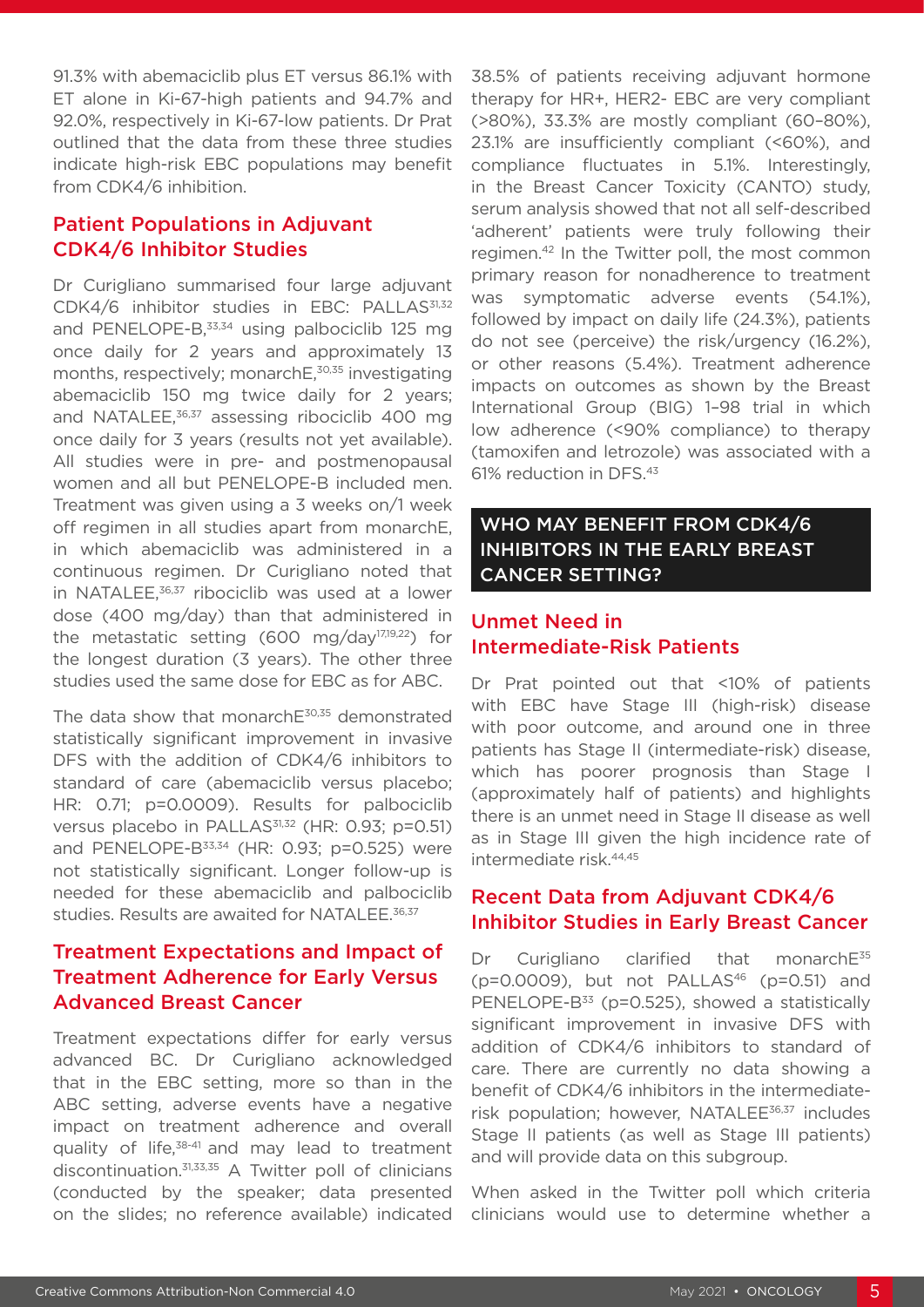91.3% with abemaciclib plus ET versus 86.1% with ET alone in Ki-67-high patients and 94.7% and 92.0%, respectively in Ki-67-low patients. Dr Prat outlined that the data from these three studies indicate high-risk EBC populations may benefit from CDK4/6 inhibition.

### Patient Populations in Adjuvant CDK4/6 Inhibitor Studies

Dr Curigliano summarised four large adjuvant CDK4/6 inhibitor studies in EBC: PALLAS[31,32] and PENELOPE-B,[33,34] using palbociclib 125 mg once daily for 2 years and approximately 13 months, respectively; monarchE,[30,35] investigating abemaciclib 150 mg twice daily for 2 years; and NATALEE,[36,37] assessing ribociclib 400 mg once daily for 3 years (results not yet available). All studies were in pre- and postmenopausal women and all but PENELOPE-B included men. Treatment was given using a 3 weeks on/1 week off regimen in all studies apart from monarchE, in which abemaciclib was administered in a continuous regimen. Dr Curigliano noted that in NATALEE,[36,37] ribociclib was used at a lower dose (400 mg/day) than that administered in the metastatic setting (600 mg/day[17,19,22]) for the longest duration (3 years). The other three studies used the same dose for EBC as for ABC.

The data show that monarchE[30,35] demonstrated statistically significant improvement in invasive DFS with the addition of CDK4/6 inhibitors to standard of care (abemaciclib versus placebo; HR: 0.71; p=0.0009). Results for palbociclib versus placebo in PALLAS[31,32] (HR: 0.93; p=0.51) and PENELOPE-B[33,34] (HR: 0.93; p=0.525) were not statistically significant. Longer follow-up is needed for these abemaciclib and palbociclib studies. Results are awaited for NATALEE.[36,37]

### Treatment Expectations and Impact of Treatment Adherence for Early Versus Advanced Breast Cancer

Treatment expectations differ for early versus advanced BC. Dr Curigliano acknowledged that in the EBC setting, more so than in the ABC setting, adverse events have a negative impact on treatment adherence and overall quality of life,[38-41] and may lead to treatment discontinuation.[31,33,35] A Twitter poll of clinicians (conducted by the speaker; data presented on the slides; no reference available) indicated 38.5% of patients receiving adjuvant hormone therapy for HR+, HER2- EBC are very compliant (>80%), 33.3% are mostly compliant (60–80%), 23.1% are insufficiently compliant (<60%), and compliance fluctuates in 5.1%. Interestingly, in the Breast Cancer Toxicity (CANTO) study, serum analysis showed that not all self-described 'adherent' patients were truly following their regimen.[42] In the Twitter poll, the most common primary reason for nonadherence to treatment was symptomatic adverse events (54.1%), followed by impact on daily life (24.3%), patients do not see (perceive) the risk/urgency (16.2%), or other reasons (5.4%). Treatment adherence impacts on outcomes as shown by the Breast International Group (BIG) 1–98 trial in which low adherence (<90% compliance) to therapy (tamoxifen and letrozole) was associated with a 61% reduction in DFS.[43]

## WHO MAY BENEFIT FROM CDK4/6 INHIBITORS IN THE EARLY BREAST CANCER SETTING?

### Unmet Need in Intermediate-Risk Patients

Dr Prat pointed out that <10% of patients with EBC have Stage III (high-risk) disease with poor outcome, and around one in three patients has Stage II (intermediate-risk) disease, which has poorer prognosis than Stage I (approximately half of patients) and highlights there is an unmet need in Stage II disease as well as in Stage III given the high incidence rate of intermediate risk.[44,45]

### Recent Data from Adjuvant CDK4/6 Inhibitor Studies in Early Breast Cancer

Dr Curigliano clarified that monarchE[35] (p=0.0009), but not PALLAS[46] (p=0.51) and PENELOPE-B[33] (p=0.525), showed a statistically significant improvement in invasive DFS with addition of CDK4/6 inhibitors to standard of care. There are currently no data showing a benefit of CDK4/6 inhibitors in the intermediate-risk population; however, NATALEE[36,37] includes Stage II patients (as well as Stage III patients) and will provide data on this subgroup.

When asked in the Twitter poll which criteria clinicians would use to determine whether a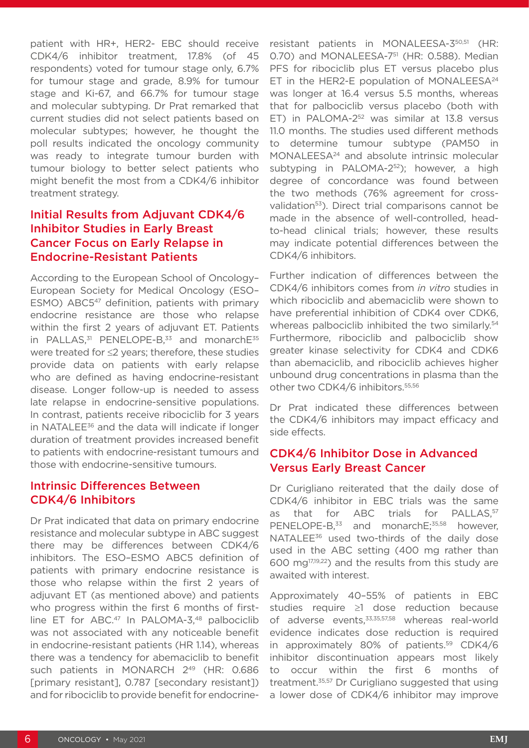patient with HR+, HER2- EBC should receive CDK4/6 inhibitor treatment, 17.8% (of 45 respondents) voted for tumour stage only, 6.7% for tumour stage and grade, 8.9% for tumour stage and Ki-67, and 66.7% for tumour stage and molecular subtyping. Dr Prat remarked that current studies did not select patients based on molecular subtypes; however, he thought the poll results indicated the oncology community was ready to integrate tumour burden with tumour biology to better select patients who might benefit the most from a CDK4/6 inhibitor treatment strategy.

## Initial Results from Adjuvant CDK4/6 Inhibitor Studies in Early Breast Cancer Focus on Early Relapse in Endocrine-Resistant Patients

According to the European School of Oncology–European Society for Medical Oncology (ESO–ESMO) ABC5[47] definition, patients with primary endocrine resistance are those who relapse within the first 2 years of adjuvant ET. Patients in PALLAS,[31] PENELOPE-B,[33] and monarchE[35] were treated for ≤2 years; therefore, these studies provide data on patients with early relapse who are defined as having endocrine-resistant disease. Longer follow-up is needed to assess late relapse in endocrine-sensitive populations. In contrast, patients receive ribociclib for 3 years in NATALEE[36] and the data will indicate if longer duration of treatment provides increased benefit to patients with endocrine-resistant tumours and those with endocrine-sensitive tumours.

## Intrinsic Differences Between CDK4/6 Inhibitors

Dr Prat indicated that data on primary endocrine resistance and molecular subtype in ABC suggest there may be differences between CDK4/6 inhibitors. The ESO–ESMO ABC5 definition of patients with primary endocrine resistance is those who relapse within the first 2 years of adjuvant ET (as mentioned above) and patients who progress within the first 6 months of first-line ET for ABC.[47] In PALOMA-3,[48] palbociclib was not associated with any noticeable benefit in endocrine-resistant patients (HR 1.14), whereas there was a tendency for abemaciclib to benefit such patients in MONARCH 2[49] (HR: 0.686 [primary resistant], 0.787 [secondary resistant]) and for ribociclib to provide benefit for endocrine-resistant patients in MONALEESA-3[50,51] (HR: 0.70) and MONALEESA-7[51] (HR: 0.588). Median PFS for ribociclib plus ET versus placebo plus ET in the HER2-E population of MONALEESA[24] was longer at 16.4 versus 5.5 months, whereas that for palbociclib versus placebo (both with ET) in PALOMA-2[52] was similar at 13.8 versus 11.0 months. The studies used different methods to determine tumour subtype (PAM50 in MONALEESA[24] and absolute intrinsic molecular subtyping in PALOMA-2[52]); however, a high degree of concordance was found between the two methods (76% agreement for cross-validation[53]). Direct trial comparisons cannot be made in the absence of well-controlled, head-to-head clinical trials; however, these results may indicate potential differences between the CDK4/6 inhibitors.

Further indication of differences between the CDK4/6 inhibitors comes from *in vitro* studies in which ribociclib and abemaciclib were shown to have preferential inhibition of CDK4 over CDK6, whereas palbociclib inhibited the two similarly.[54] Furthermore, ribociclib and palbociclib show greater kinase selectivity for CDK4 and CDK6 than abemaciclib, and ribociclib achieves higher unbound drug concentrations in plasma than the other two CDK4/6 inhibitors.[55,56]

Dr Prat indicated these differences between the CDK4/6 inhibitors may impact efficacy and side effects.

## CDK4/6 Inhibitor Dose in Advanced Versus Early Breast Cancer

Dr Curigliano reiterated that the daily dose of CDK4/6 inhibitor in EBC trials was the same as that for ABC trials for PALLAS,[57] PENELOPE-B,[33] and monarchE;[35,58] however, NATALEE[36] used two-thirds of the daily dose used in the ABC setting (400 mg rather than 600 mg[17,19,22]) and the results from this study are awaited with interest.

Approximately 40–55% of patients in EBC studies require ≥1 dose reduction because of adverse events,[33,35,57,58] whereas real-world evidence indicates dose reduction is required in approximately 80% of patients.[59] CDK4/6 inhibitor discontinuation appears most likely to occur within the first 6 months of treatment.[35,57] Dr Curigliano suggested that using a lower dose of CDK4/6 inhibitor may improve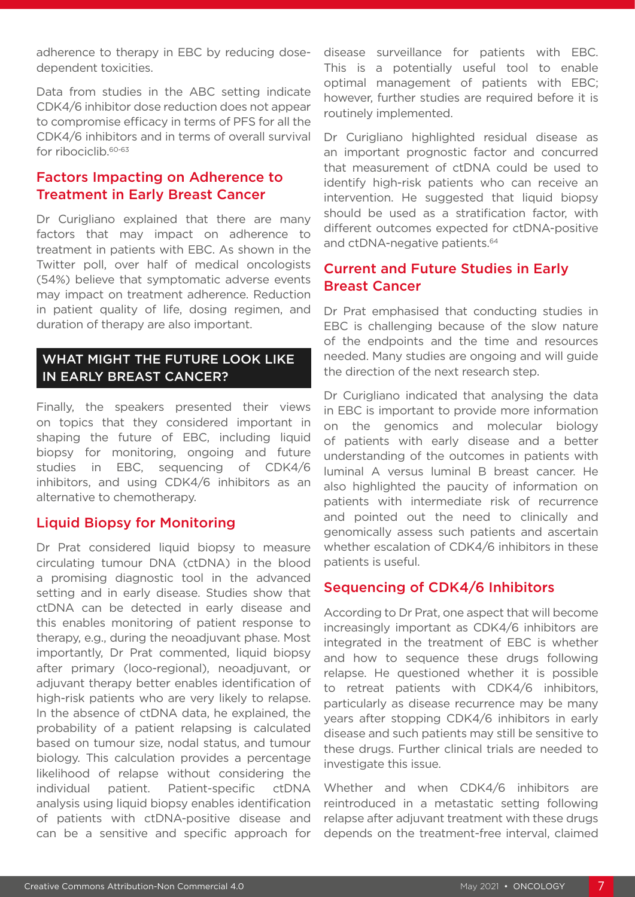adherence to therapy in EBC by reducing dose-dependent toxicities.

Data from studies in the ABC setting indicate CDK4/6 inhibitor dose reduction does not appear to compromise efficacy in terms of PFS for all the CDK4/6 inhibitors and in terms of overall survival for ribociclib.[60-63]

### Factors Impacting on Adherence to Treatment in Early Breast Cancer

Dr Curigliano explained that there are many factors that may impact on adherence to treatment in patients with EBC. As shown in the Twitter poll, over half of medical oncologists (54%) believe that symptomatic adverse events may impact on treatment adherence. Reduction in patient quality of life, dosing regimen, and duration of therapy are also important.

## WHAT MIGHT THE FUTURE LOOK LIKE IN EARLY BREAST CANCER?

Finally, the speakers presented their views on topics that they considered important in shaping the future of EBC, including liquid biopsy for monitoring, ongoing and future studies in EBC, sequencing of CDK4/6 inhibitors, and using CDK4/6 inhibitors as an alternative to chemotherapy.

### Liquid Biopsy for Monitoring

Dr Prat considered liquid biopsy to measure circulating tumour DNA (ctDNA) in the blood a promising diagnostic tool in the advanced setting and in early disease. Studies show that ctDNA can be detected in early disease and this enables monitoring of patient response to therapy, e.g., during the neoadjuvant phase. Most importantly, Dr Prat commented, liquid biopsy after primary (loco-regional), neoadjuvant, or adjuvant therapy better enables identification of high-risk patients who are very likely to relapse. In the absence of ctDNA data, he explained, the probability of a patient relapsing is calculated based on tumour size, nodal status, and tumour biology. This calculation provides a percentage likelihood of relapse without considering the individual patient. Patient-specific ctDNA analysis using liquid biopsy enables identification of patients with ctDNA-positive disease and can be a sensitive and specific approach for disease surveillance for patients with EBC. This is a potentially useful tool to enable optimal management of patients with EBC; however, further studies are required before it is routinely implemented.

Dr Curigliano highlighted residual disease as an important prognostic factor and concurred that measurement of ctDNA could be used to identify high-risk patients who can receive an intervention. He suggested that liquid biopsy should be used as a stratification factor, with different outcomes expected for ctDNA-positive and ctDNA-negative patients.[64]

### Current and Future Studies in Early Breast Cancer

Dr Prat emphasised that conducting studies in EBC is challenging because of the slow nature of the endpoints and the time and resources needed. Many studies are ongoing and will guide the direction of the next research step.

Dr Curigliano indicated that analysing the data in EBC is important to provide more information on the genomics and molecular biology of patients with early disease and a better understanding of the outcomes in patients with luminal A versus luminal B breast cancer. He also highlighted the paucity of information on patients with intermediate risk of recurrence and pointed out the need to clinically and genomically assess such patients and ascertain whether escalation of CDK4/6 inhibitors in these patients is useful.

### Sequencing of CDK4/6 Inhibitors

According to Dr Prat, one aspect that will become increasingly important as CDK4/6 inhibitors are integrated in the treatment of EBC is whether and how to sequence these drugs following relapse. He questioned whether it is possible to retreat patients with CDK4/6 inhibitors, particularly as disease recurrence may be many years after stopping CDK4/6 inhibitors in early disease and such patients may still be sensitive to these drugs. Further clinical trials are needed to investigate this issue.

Whether and when CDK4/6 inhibitors are reintroduced in a metastatic setting following relapse after adjuvant treatment with these drugs depends on the treatment-free interval, claimed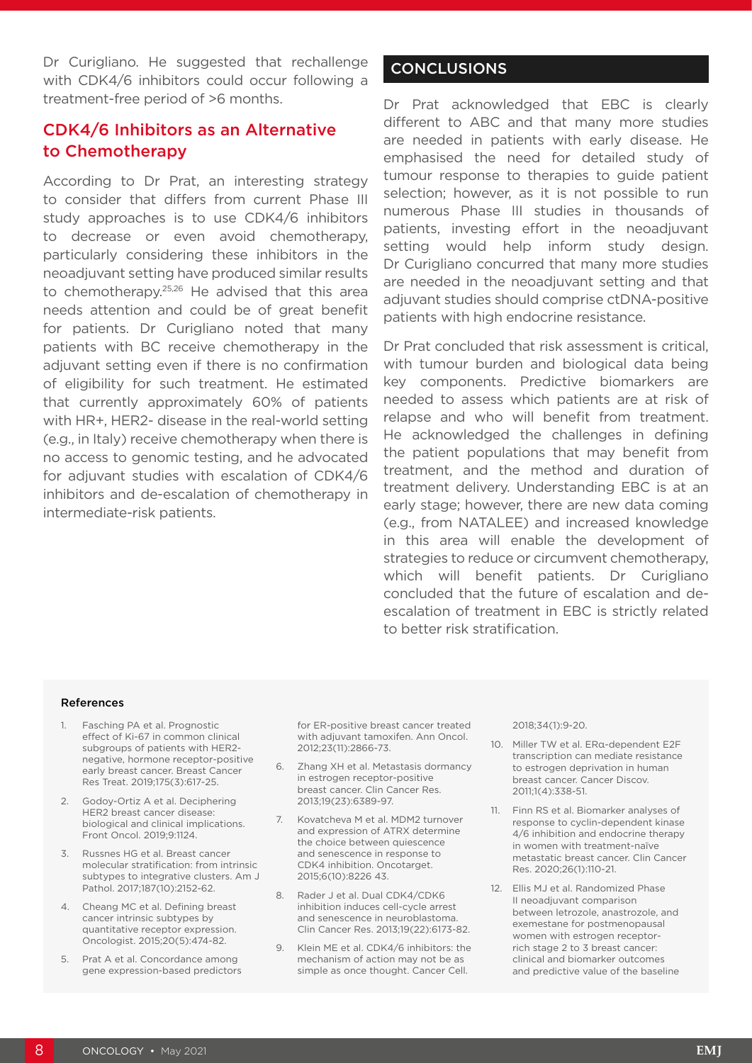Dr Curigliano. He suggested that rechallenge with CDK4/6 inhibitors could occur following a treatment-free period of >6 months.

## CDK4/6 Inhibitors as an Alternative to Chemotherapy

According to Dr Prat, an interesting strategy to consider that differs from current Phase III study approaches is to use CDK4/6 inhibitors to decrease or even avoid chemotherapy, particularly considering these inhibitors in the neoadjuvant setting have produced similar results to chemotherapy.[25,26] He advised that this area needs attention and could be of great benefit for patients. Dr Curigliano noted that many patients with BC receive chemotherapy in the adjuvant setting even if there is no confirmation of eligibility for such treatment. He estimated that currently approximately 60% of patients with HR+, HER2- disease in the real-world setting (e.g., in Italy) receive chemotherapy when there is no access to genomic testing, and he advocated for adjuvant studies with escalation of CDK4/6 inhibitors and de-escalation of chemotherapy in intermediate-risk patients.

## CONCLUSIONS

Dr Prat acknowledged that EBC is clearly different to ABC and that many more studies are needed in patients with early disease. He emphasised the need for detailed study of tumour response to therapies to guide patient selection; however, as it is not possible to run numerous Phase III studies in thousands of patients, investing effort in the neoadjuvant setting would help inform study design. Dr Curigliano concurred that many more studies are needed in the neoadjuvant setting and that adjuvant studies should comprise ctDNA-positive patients with high endocrine resistance.

Dr Prat concluded that risk assessment is critical, with tumour burden and biological data being key components. Predictive biomarkers are needed to assess which patients are at risk of relapse and who will benefit from treatment. He acknowledged the challenges in defining the patient populations that may benefit from treatment, and the method and duration of treatment delivery. Understanding EBC is at an early stage; however, there are new data coming (e.g., from NATALEE) and increased knowledge in this area will enable the development of strategies to reduce or circumvent chemotherapy, which will benefit patients. Dr Curigliano concluded that the future of escalation and de-escalation of treatment in EBC is strictly related to better risk stratification.

### References

1. Fasching PA et al. Prognostic effect of Ki-67 in common clinical subgroups of patients with HER2-negative, hormone receptor-positive early breast cancer. Breast Cancer Res Treat. 2019;175(3):617-25.
2. Godoy-Ortiz A et al. Deciphering HER2 breast cancer disease: biological and clinical implications. Front Oncol. 2019;9:1124.
3. Russnes HG et al. Breast cancer molecular stratification: from intrinsic subtypes to integrative clusters. Am J Pathol. 2017;187(10):2152-62.
4. Cheang MC et al. Defining breast cancer intrinsic subtypes by quantitative receptor expression. Oncologist. 2015;20(5):474-82.
5. Prat A et al. Concordance among gene expression-based predictors for ER-positive breast cancer treated with adjuvant tamoxifen. Ann Oncol. 2012;23(11):2866-73.
6. Zhang XH et al. Metastasis dormancy in estrogen receptor-positive breast cancer. Clin Cancer Res. 2013;19(23):6389-97.
7. Kovatcheva M et al. MDM2 turnover and expression of ATRX determine the choice between quiescence and senescence in response to CDK4 inhibition. Oncotarget. 2015;6(10):8226 43.
8. Rader J et al. Dual CDK4/CDK6 inhibition induces cell-cycle arrest and senescence in neuroblastoma. Clin Cancer Res. 2013;19(22):6173-82.
9. Klein ME et al. CDK4/6 inhibitors: the mechanism of action may not be as simple as once thought. Cancer Cell. 2018;34(1):9-20.
10. Miller TW et al. ERα-dependent E2F transcription can mediate resistance to estrogen deprivation in human breast cancer. Cancer Discov. 2011;1(4):338-51.
11. Finn RS et al. Biomarker analyses of response to cyclin-dependent kinase 4/6 inhibition and endocrine therapy in women with treatment-naïve metastatic breast cancer. Clin Cancer Res. 2020;26(1):110-21.
12. Ellis MJ et al. Randomized Phase II neoadjuvant comparison between letrozole, anastrozole, and exemestane for postmenopausal women with estrogen receptor-rich stage 2 to 3 breast cancer: clinical and biomarker outcomes and predictive value of the baseline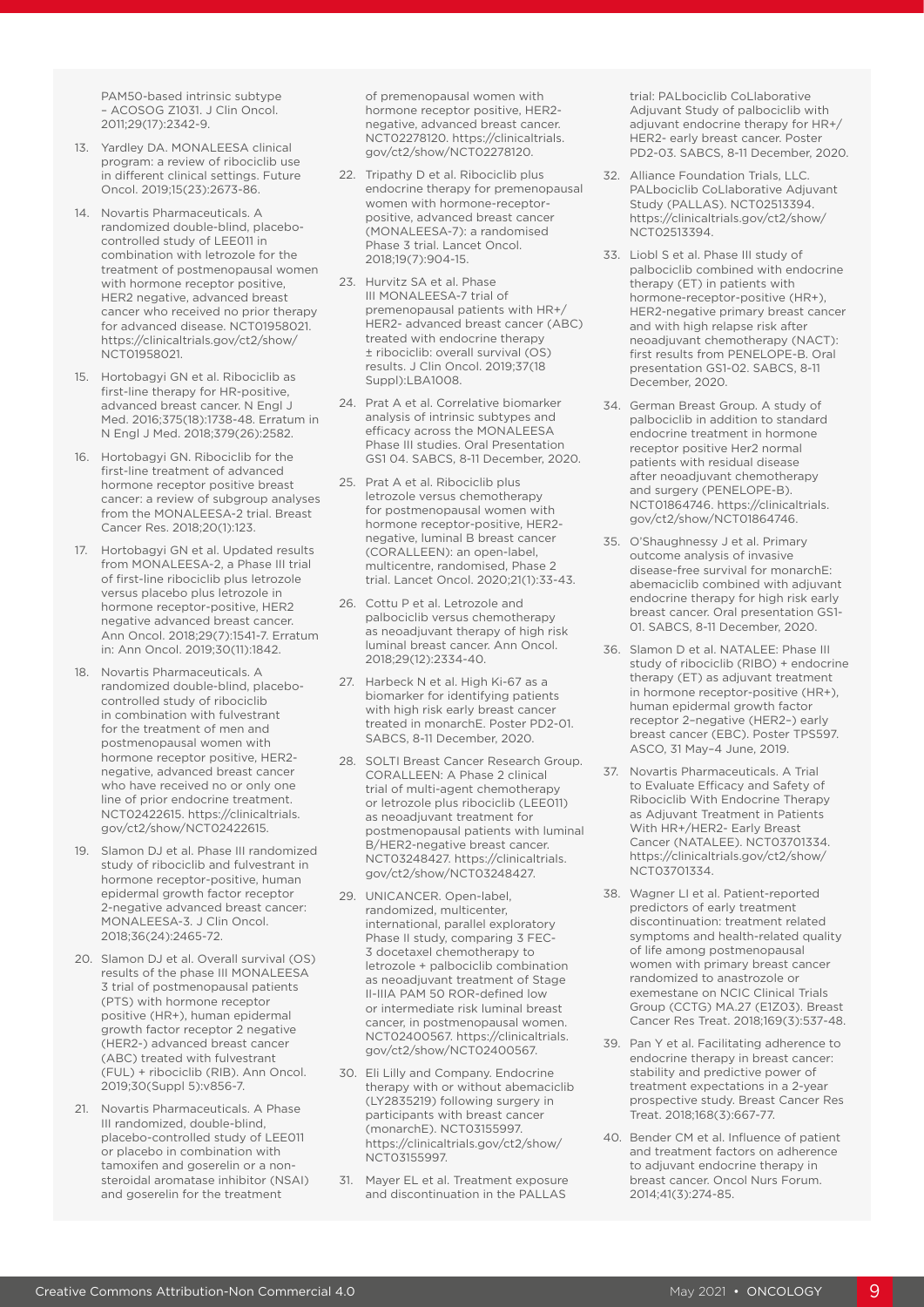PAM50-based intrinsic subtype – ACOSOG Z1031. J Clin Oncol. 2011;29(17):2342-9.

13. Yardley DA. MONALEESA clinical program: a review of ribociclib use in different clinical settings. Future Oncol. 2019;15(23):2673-86.
14. Novartis Pharmaceuticals. A randomized double-blind, placebo-controlled study of LEE011 in combination with letrozole for the treatment of postmenopausal women with hormone receptor positive, HER2 negative, advanced breast cancer who received no prior therapy for advanced disease. NCT01958021. https://clinicaltrials.gov/ct2/show/NCT01958021.
15. Hortobagyi GN et al. Ribociclib as first-line therapy for HR-positive, advanced breast cancer. N Engl J Med. 2016;375(18):1738-48. Erratum in N Engl J Med. 2018;379(26):2582.
16. Hortobagyi GN. Ribociclib for the first-line treatment of advanced hormone receptor positive breast cancer: a review of subgroup analyses from the MONALEESA-2 trial. Breast Cancer Res. 2018;20(1):123.
17. Hortobagyi GN et al. Updated results from MONALEESA-2, a Phase III trial of first-line ribociclib plus letrozole versus placebo plus letrozole in hormone receptor-positive, HER2 negative advanced breast cancer. Ann Oncol. 2018;29(7):1541-7. Erratum in: Ann Oncol. 2019;30(11):1842.
18. Novartis Pharmaceuticals. A randomized double-blind, placebo-controlled study of ribociclib in combination with fulvestrant for the treatment of men and postmenopausal women with hormone receptor positive, HER2-negative, advanced breast cancer who have received no or only one line of prior endocrine treatment. NCT02422615. https://clinicaltrials.gov/ct2/show/NCT02422615.
19. Slamon DJ et al. Phase III randomized study of ribociclib and fulvestrant in hormone receptor-positive, human epidermal growth factor receptor 2-negative advanced breast cancer: MONALEESA-3. J Clin Oncol. 2018;36(24):2465-72.
20. Slamon DJ et al. Overall survival (OS) results of the phase III MONALEESA 3 trial of postmenopausal patients (PTS) with hormone receptor positive (HR+), human epidermal growth factor receptor 2 negative (HER2-) advanced breast cancer (ABC) treated with fulvestrant (FUL) + ribociclib (RIB). Ann Oncol. 2019;30(Suppl 5):v856-7.
21. Novartis Pharmaceuticals. A Phase III randomized, double-blind, placebo-controlled study of LEE011 or placebo in combination with tamoxifen and goserelin or a non-steroidal aromatase inhibitor (NSAI) and goserelin for the treatment of premenopausal women with hormone receptor positive, HER2-negative, advanced breast cancer. NCT02278120. https://clinicaltrials.gov/ct2/show/NCT02278120.
22. Tripathy D et al. Ribociclib plus endocrine therapy for premenopausal women with hormone-receptor-positive, advanced breast cancer (MONALEESA-7): a randomised Phase 3 trial. Lancet Oncol. 2018;19(7):904-15.
23. Hurvitz SA et al. Phase III MONALEESA-7 trial of premenopausal patients with HR+/HER2- advanced breast cancer (ABC) treated with endocrine therapy ± ribociclib: overall survival (OS) results. J Clin Oncol. 2019;37(18 Suppl):LBA1008.
24. Prat A et al. Correlative biomarker analysis of intrinsic subtypes and efficacy across the MONALEESA Phase III studies. Oral Presentation GS1 04. SABCS, 8-11 December, 2020.
25. Prat A et al. Ribociclib plus letrozole versus chemotherapy for postmenopausal women with hormone receptor-positive, HER2-negative, luminal B breast cancer (CORALLEEN): an open-label, multicentre, randomised, Phase 2 trial. Lancet Oncol. 2020;21(1):33-43.
26. Cottu P et al. Letrozole and palbociclib versus chemotherapy as neoadjuvant therapy of high risk luminal breast cancer. Ann Oncol. 2018;29(12):2334-40.
27. Harbeck N et al. High Ki-67 as a biomarker for identifying patients with high risk early breast cancer treated in monarchE. Poster PD2-01. SABCS, 8-11 December, 2020.
28. SOLTI Breast Cancer Research Group. CORALLEEN: A Phase 2 clinical trial of multi-agent chemotherapy or letrozole plus ribociclib (LEE011) as neoadjuvant treatment for postmenopausal patients with luminal B/HER2-negative breast cancer. NCT03248427. https://clinicaltrials.gov/ct2/show/NCT03248427.
29. UNICANCER. Open-label, randomized, multicenter, international, parallel exploratory Phase II study, comparing 3 FEC-3 docetaxel chemotherapy to letrozole + palbociclib combination as neoadjuvant treatment of Stage II-IIIA PAM 50 ROR-defined low or intermediate risk luminal breast cancer, in postmenopausal women. NCT02400567. https://clinicaltrials.gov/ct2/show/NCT02400567.
30. Eli Lilly and Company. Endocrine therapy with or without abemaciclib (LY2835219) following surgery in participants with breast cancer (monarchE). NCT03155997. https://clinicaltrials.gov/ct2/show/NCT03155997.
31. Mayer EL et al. Treatment exposure and discontinuation in the PALLAS trial: PALbociclib CoLlaborative Adjuvant Study of palbociclib with adjuvant endocrine therapy for HR+/HER2- early breast cancer. Poster PD2-03. SABCS, 8-11 December, 2020.
32. Alliance Foundation Trials, LLC. PALbociclib CoLlaborative Adjuvant Study (PALLAS). NCT02513394. https://clinicaltrials.gov/ct2/show/NCT02513394.
33. Liobl S et al. Phase III study of palbociclib combined with endocrine therapy (ET) in patients with hormone-receptor-positive (HR+), HER2-negative primary breast cancer and with high relapse risk after neoadjuvant chemotherapy (NACT): first results from PENELOPE-B. Oral presentation GS1-02. SABCS, 8-11 December, 2020.
34. German Breast Group. A study of palbociclib in addition to standard endocrine treatment in hormone receptor positive Her2 normal patients with residual disease after neoadjuvant chemotherapy and surgery (PENELOPE-B). NCT01864746. https://clinicaltrials.gov/ct2/show/NCT01864746.
35. O'Shaughnessy J et al. Primary outcome analysis of invasive disease-free survival for monarchE: abemaciclib combined with adjuvant endocrine therapy for high risk early breast cancer. Oral presentation GS1-01. SABCS, 8-11 December, 2020.
36. Slamon D et al. NATALEE: Phase III study of ribociclib (RIBO) + endocrine therapy (ET) as adjuvant treatment in hormone receptor-positive (HR+), human epidermal growth factor receptor 2–negative (HER2–) early breast cancer (EBC). Poster TPS597. ASCO, 31 May–4 June, 2019.
37. Novartis Pharmaceuticals. A Trial to Evaluate Efficacy and Safety of Ribociclib With Endocrine Therapy as Adjuvant Treatment in Patients With HR+/HER2- Early Breast Cancer (NATALEE). NCT03701334. https://clinicaltrials.gov/ct2/show/NCT03701334.
38. Wagner LI et al. Patient-reported predictors of early treatment discontinuation: treatment related symptoms and health-related quality of life among postmenopausal women with primary breast cancer randomized to anastrozole or exemestane on NCIC Clinical Trials Group (CCTG) MA.27 (E1Z03). Breast Cancer Res Treat. 2018;169(3):537-48.
39. Pan Y et al. Facilitating adherence to endocrine therapy in breast cancer: stability and predictive power of treatment expectations in a 2-year prospective study. Breast Cancer Res Treat. 2018;168(3):667-77.
40. Bender CM et al. Influence of patient and treatment factors on adherence to adjuvant endocrine therapy in breast cancer. Oncol Nurs Forum. 2014;41(3):274-85.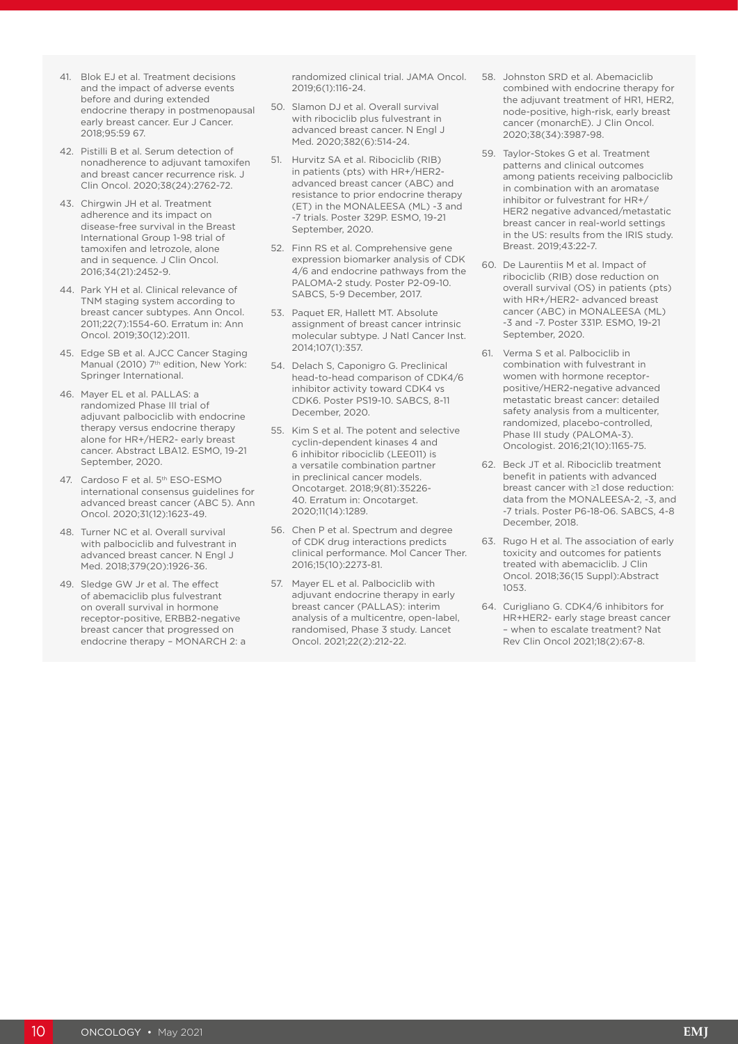41. Blok EJ et al. Treatment decisions and the impact of adverse events before and during extended endocrine therapy in postmenopausal early breast cancer. Eur J Cancer. 2018;95:59 67.
42. Pistilli B et al. Serum detection of nonadherence to adjuvant tamoxifen and breast cancer recurrence risk. J Clin Oncol. 2020;38(24):2762-72.
43. Chirgwin JH et al. Treatment adherence and its impact on disease-free survival in the Breast International Group 1-98 trial of tamoxifen and letrozole, alone and in sequence. J Clin Oncol. 2016;34(21):2452-9.
44. Park YH et al. Clinical relevance of TNM staging system according to breast cancer subtypes. Ann Oncol. 2011;22(7):1554-60. Erratum in: Ann Oncol. 2019;30(12):2011.
45. Edge SB et al. AJCC Cancer Staging Manual (2010) 7th edition, New York: Springer International.
46. Mayer EL et al. PALLAS: a randomized Phase III trial of adjuvant palbociclib with endocrine therapy versus endocrine therapy alone for HR+/HER2- early breast cancer. Abstract LBA12. ESMO, 19-21 September, 2020.
47. Cardoso F et al. 5th ESO-ESMO international consensus guidelines for advanced breast cancer (ABC 5). Ann Oncol. 2020;31(12):1623-49.
48. Turner NC et al. Overall survival with palbociclib and fulvestrant in advanced breast cancer. N Engl J Med. 2018;379(20):1926-36.
49. Sledge GW Jr et al. The effect of abemaciclib plus fulvestrant on overall survival in hormone receptor-positive, ERBB2-negative breast cancer that progressed on endocrine therapy – MONARCH 2: a randomized clinical trial. JAMA Oncol. 2019;6(1):116-24.
50. Slamon DJ et al. Overall survival with ribociclib plus fulvestrant in advanced breast cancer. N Engl J Med. 2020;382(6):514-24.
51. Hurvitz SA et al. Ribociclib (RIB) in patients (pts) with HR+/HER2- advanced breast cancer (ABC) and resistance to prior endocrine therapy (ET) in the MONALEESA (ML) -3 and -7 trials. Poster 329P. ESMO, 19-21 September, 2020.
52. Finn RS et al. Comprehensive gene expression biomarker analysis of CDK 4/6 and endocrine pathways from the PALOMA-2 study. Poster P2-09-10. SABCS, 5-9 December, 2017.
53. Paquet ER, Hallett MT. Absolute assignment of breast cancer intrinsic molecular subtype. J Natl Cancer Inst. 2014;107(1):357.
54. Delach S, Caponigro G. Preclinical head-to-head comparison of CDK4/6 inhibitor activity toward CDK4 vs CDK6. Poster PS19-10. SABCS, 8-11 December, 2020.
55. Kim S et al. The potent and selective cyclin-dependent kinases 4 and 6 inhibitor ribociclib (LEE011) is a versatile combination partner in preclinical cancer models. Oncotarget. 2018;9(81):35226-40. Erratum in: Oncotarget. 2020;11(14):1289.
56. Chen P et al. Spectrum and degree of CDK drug interactions predicts clinical performance. Mol Cancer Ther. 2016;15(10):2273-81.
57. Mayer EL et al. Palbociclib with adjuvant endocrine therapy in early breast cancer (PALLAS): interim analysis of a multicentre, open-label, randomised, Phase 3 study. Lancet Oncol. 2021;22(2):212-22.
58. Johnston SRD et al. Abemaciclib combined with endocrine therapy for the adjuvant treatment of HR1, HER2, node-positive, high-risk, early breast cancer (monarchE). J Clin Oncol. 2020;38(34):3987-98.
59. Taylor-Stokes G et al. Treatment patterns and clinical outcomes among patients receiving palbociclib in combination with an aromatase inhibitor or fulvestrant for HR+/HER2 negative advanced/metastatic breast cancer in real-world settings in the US: results from the IRIS study. Breast. 2019;43:22-7.
60. De Laurentiis M et al. Impact of ribociclib (RIB) dose reduction on overall survival (OS) in patients (pts) with HR+/HER2- advanced breast cancer (ABC) in MONALEESA (ML) -3 and -7. Poster 331P. ESMO, 19-21 September, 2020.
61. Verma S et al. Palbociclib in combination with fulvestrant in women with hormone receptor-positive/HER2-negative advanced metastatic breast cancer: detailed safety analysis from a multicenter, randomized, placebo-controlled, Phase III study (PALOMA-3). Oncologist. 2016;21(10):1165-75.
62. Beck JT et al. Ribociclib treatment benefit in patients with advanced breast cancer with ≥1 dose reduction: data from the MONALEESA-2, -3, and -7 trials. Poster P6-18-06. SABCS, 4-8 December, 2018.
63. Rugo H et al. The association of early toxicity and outcomes for patients treated with abemaciclib. J Clin Oncol. 2018;36(15 Suppl):Abstract 1053.
64. Curigliano G. CDK4/6 inhibitors for HR+HER2- early stage breast cancer – when to escalate treatment? Nat Rev Clin Oncol 2021;18(2):67-8.